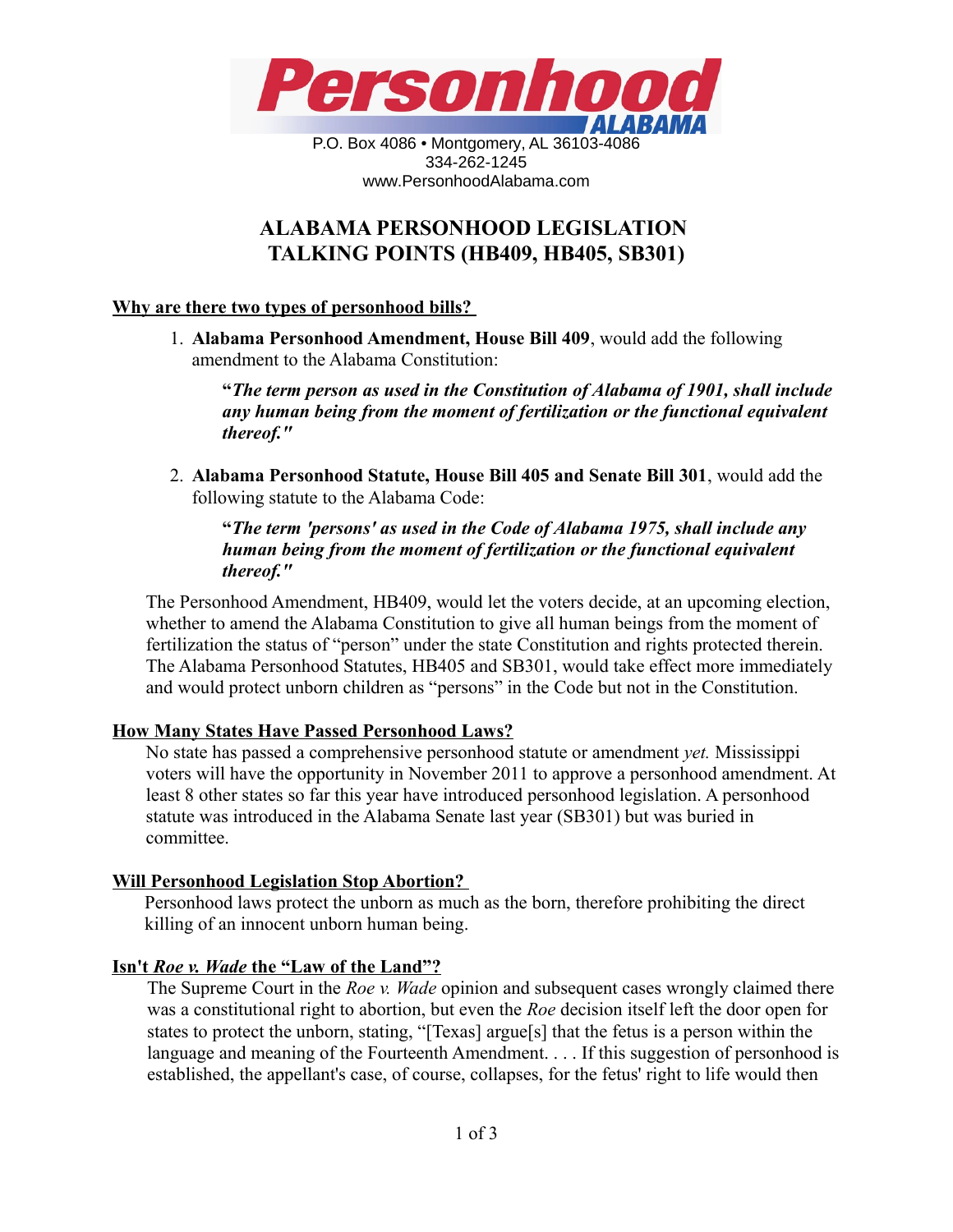# Personhood ALABAMA

P.O. Box 4086 • Montgomery, AL 36103-4086
334-262-1245
www.PersonhoodAlabama.com

## ALABAMA PERSONHOOD LEGISLATION TALKING POINTS (HB409, HB405, SB301)

### Why are there two types of personhood bills?

1. **Alabama Personhood Amendment, House Bill 409**, would add the following amendment to the Alabama Constitution:

   ***"The term person as used in the Constitution of Alabama of 1901, shall include any human being from the moment of fertilization or the functional equivalent thereof."***

2. **Alabama Personhood Statute, House Bill 405 and Senate Bill 301**, would add the following statute to the Alabama Code:

   ***"The term 'persons' as used in the Code of Alabama 1975, shall include any human being from the moment of fertilization or the functional equivalent thereof."***

The Personhood Amendment, HB409, would let the voters decide, at an upcoming election, whether to amend the Alabama Constitution to give all human beings from the moment of fertilization the status of "person" under the state Constitution and rights protected therein. The Alabama Personhood Statutes, HB405 and SB301, would take effect more immediately and would protect unborn children as "persons" in the Code but not in the Constitution.

### How Many States Have Passed Personhood Laws?

No state has passed a comprehensive personhood statute or amendment *yet.* Mississippi voters will have the opportunity in November 2011 to approve a personhood amendment. At least 8 other states so far this year have introduced personhood legislation. A personhood statute was introduced in the Alabama Senate last year (SB301) but was buried in committee.

### Will Personhood Legislation Stop Abortion?

Personhood laws protect the unborn as much as the born, therefore prohibiting the direct killing of an innocent unborn human being.

### Isn't *Roe v. Wade* the "Law of the Land"?

The Supreme Court in the *Roe v. Wade* opinion and subsequent cases wrongly claimed there was a constitutional right to abortion, but even the *Roe* decision itself left the door open for states to protect the unborn, stating, "[Texas] argue[s] that the fetus is a person within the language and meaning of the Fourteenth Amendment. . . . If this suggestion of personhood is established, the appellant's case, of course, collapses, for the fetus' right to life would then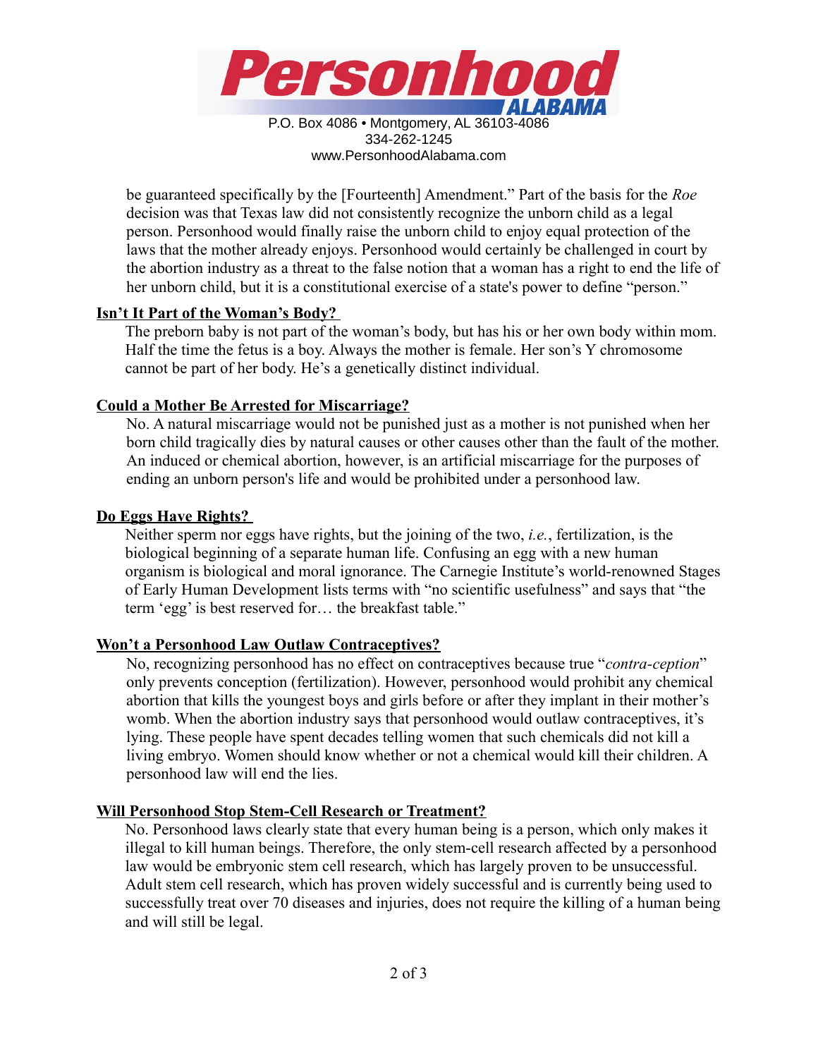be guaranteed specifically by the [Fourteenth] Amendment." Part of the basis for the *Roe* decision was that Texas law did not consistently recognize the unborn child as a legal person. Personhood would finally raise the unborn child to enjoy equal protection of the laws that the mother already enjoys. Personhood would certainly be challenged in court by the abortion industry as a threat to the false notion that a woman has a right to end the life of her unborn child, but it is a constitutional exercise of a state's power to define "person."

**Isn't It Part of the Woman's Body?**

The preborn baby is not part of the woman's body, but has his or her own body within mom. Half the time the fetus is a boy. Always the mother is female. Her son's Y chromosome cannot be part of her body. He's a genetically distinct individual.

**Could a Mother Be Arrested for Miscarriage?**

No. A natural miscarriage would not be punished just as a mother is not punished when her born child tragically dies by natural causes or other causes other than the fault of the mother. An induced or chemical abortion, however, is an artificial miscarriage for the purposes of ending an unborn person's life and would be prohibited under a personhood law.

**Do Eggs Have Rights?**

Neither sperm nor eggs have rights, but the joining of the two, *i.e.*, fertilization, is the biological beginning of a separate human life. Confusing an egg with a new human organism is biological and moral ignorance. The Carnegie Institute's world-renowned Stages of Early Human Development lists terms with "no scientific usefulness" and says that "the term 'egg' is best reserved for… the breakfast table."

**Won't a Personhood Law Outlaw Contraceptives?**

No, recognizing personhood has no effect on contraceptives because true "*contra-ception*" only prevents conception (fertilization). However, personhood would prohibit any chemical abortion that kills the youngest boys and girls before or after they implant in their mother's womb. When the abortion industry says that personhood would outlaw contraceptives, it's lying. These people have spent decades telling women that such chemicals did not kill a living embryo. Women should know whether or not a chemical would kill their children. A personhood law will end the lies.

**Will Personhood Stop Stem-Cell Research or Treatment?**

No. Personhood laws clearly state that every human being is a person, which only makes it illegal to kill human beings. Therefore, the only stem-cell research affected by a personhood law would be embryonic stem cell research, which has largely proven to be unsuccessful. Adult stem cell research, which has proven widely successful and is currently being used to successfully treat over 70 diseases and injuries, does not require the killing of a human being and will still be legal.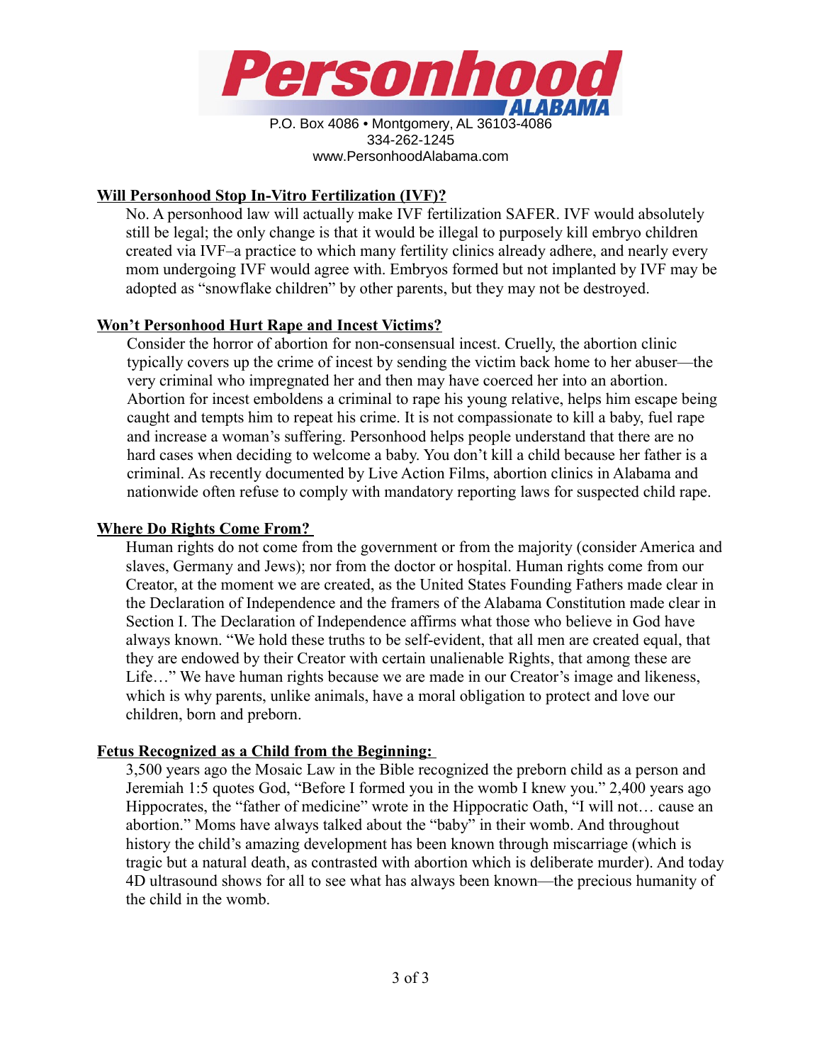**Personhood ALABAMA**

P.O. Box 4086 • Montgomery, AL 36103-4086
334-262-1245
www.PersonhoodAlabama.com

## Will Personhood Stop In-Vitro Fertilization (IVF)?

No. A personhood law will actually make IVF fertilization SAFER. IVF would absolutely still be legal; the only change is that it would be illegal to purposely kill embryo children created via IVF–a practice to which many fertility clinics already adhere, and nearly every mom undergoing IVF would agree with. Embryos formed but not implanted by IVF may be adopted as "snowflake children" by other parents, but they may not be destroyed.

## Won't Personhood Hurt Rape and Incest Victims?

Consider the horror of abortion for non-consensual incest. Cruelly, the abortion clinic typically covers up the crime of incest by sending the victim back home to her abuser—the very criminal who impregnated her and then may have coerced her into an abortion. Abortion for incest emboldens a criminal to rape his young relative, helps him escape being caught and tempts him to repeat his crime. It is not compassionate to kill a baby, fuel rape and increase a woman's suffering. Personhood helps people understand that there are no hard cases when deciding to welcome a baby. You don't kill a child because her father is a criminal. As recently documented by Live Action Films, abortion clinics in Alabama and nationwide often refuse to comply with mandatory reporting laws for suspected child rape.

## Where Do Rights Come From?

Human rights do not come from the government or from the majority (consider America and slaves, Germany and Jews); nor from the doctor or hospital. Human rights come from our Creator, at the moment we are created, as the United States Founding Fathers made clear in the Declaration of Independence and the framers of the Alabama Constitution made clear in Section I. The Declaration of Independence affirms what those who believe in God have always known. "We hold these truths to be self-evident, that all men are created equal, that they are endowed by their Creator with certain unalienable Rights, that among these are Life…" We have human rights because we are made in our Creator's image and likeness, which is why parents, unlike animals, have a moral obligation to protect and love our children, born and preborn.

## Fetus Recognized as a Child from the Beginning:

3,500 years ago the Mosaic Law in the Bible recognized the preborn child as a person and Jeremiah 1:5 quotes God, "Before I formed you in the womb I knew you." 2,400 years ago Hippocrates, the "father of medicine" wrote in the Hippocratic Oath, "I will not… cause an abortion." Moms have always talked about the "baby" in their womb. And throughout history the child's amazing development has been known through miscarriage (which is tragic but a natural death, as contrasted with abortion which is deliberate murder). And today 4D ultrasound shows for all to see what has always been known—the precious humanity of the child in the womb.